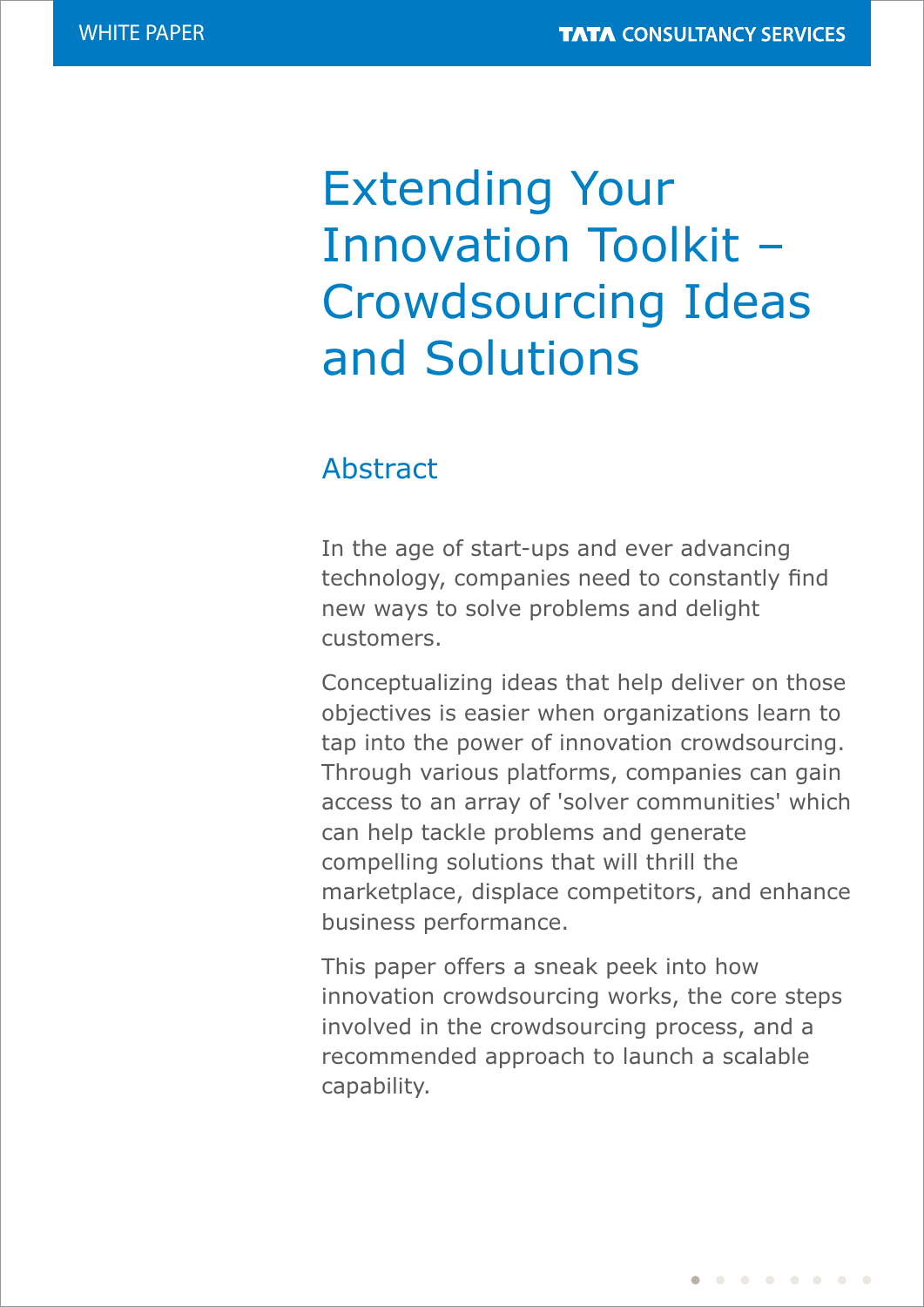# Extending Your Innovation Toolkit – Crowdsourcing Ideas and Solutions

## Abstract

In the age of start-ups and ever advancing technology, companies need to constantly find new ways to solve problems and delight customers.

Conceptualizing ideas that help deliver on those objectives is easier when organizations learn to tap into the power of innovation crowdsourcing. Through various platforms, companies can gain access to an array of 'solver communities' which can help tackle problems and generate compelling solutions that will thrill the marketplace, displace competitors, and enhance business performance.

This paper offers a sneak peek into how innovation crowdsourcing works, the core steps involved in the crowdsourcing process, and a recommended approach to launch a scalable capability.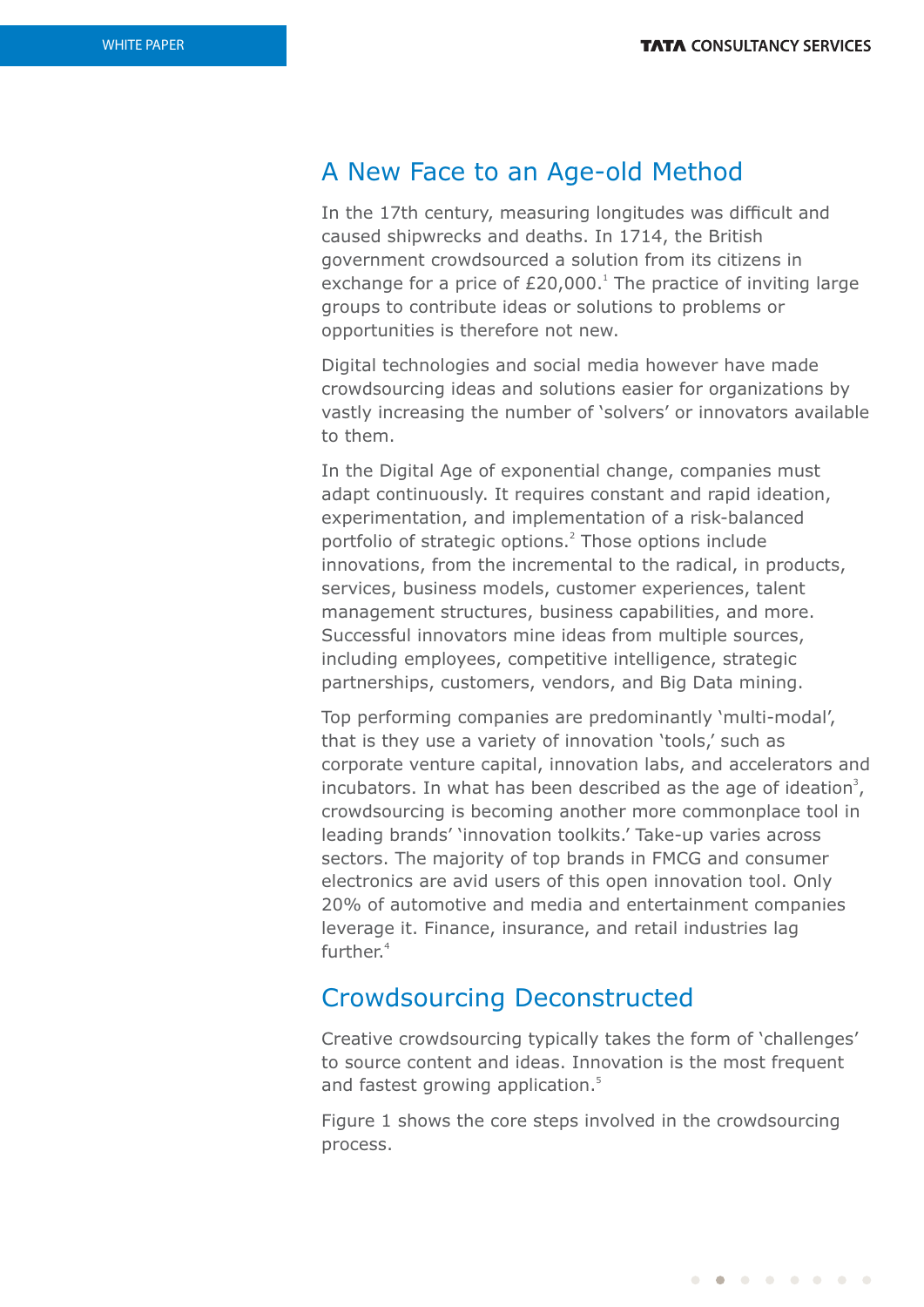## A New Face to an Age-old Method

In the 17th century, measuring longitudes was difficult and caused shipwrecks and deaths. In 1714, the British government crowdsourced a solution from its citizens in exchange for a price of £20,000.[1] The practice of inviting large groups to contribute ideas or solutions to problems or opportunities is therefore not new.

Digital technologies and social media however have made crowdsourcing ideas and solutions easier for organizations by vastly increasing the number of 'solvers' or innovators available to them.

In the Digital Age of exponential change, companies must adapt continuously. It requires constant and rapid ideation, experimentation, and implementation of a risk-balanced portfolio of strategic options.[2] Those options include innovations, from the incremental to the radical, in products, services, business models, customer experiences, talent management structures, business capabilities, and more. Successful innovators mine ideas from multiple sources, including employees, competitive intelligence, strategic partnerships, customers, vendors, and Big Data mining.

Top performing companies are predominantly 'multi-modal', that is they use a variety of innovation 'tools,' such as corporate venture capital, innovation labs, and accelerators and incubators. In what has been described as the age of ideation[3], crowdsourcing is becoming another more commonplace tool in leading brands' 'innovation toolkits.' Take-up varies across sectors. The majority of top brands in FMCG and consumer electronics are avid users of this open innovation tool. Only 20% of automotive and media and entertainment companies leverage it. Finance, insurance, and retail industries lag further.[4]

## Crowdsourcing Deconstructed

Creative crowdsourcing typically takes the form of 'challenges' to source content and ideas. Innovation is the most frequent and fastest growing application.[5]

Figure 1 shows the core steps involved in the crowdsourcing process.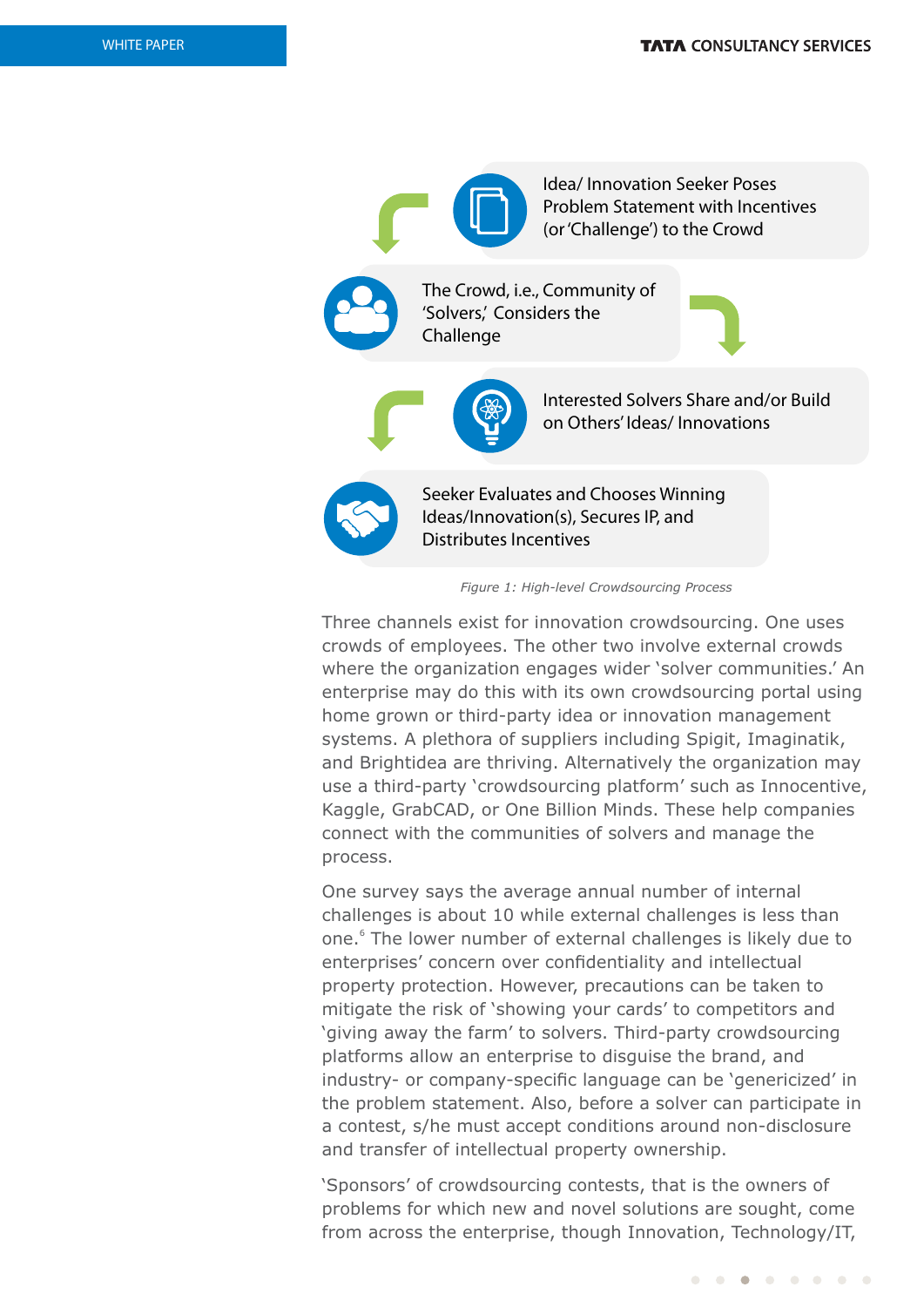Idea/ Innovation Seeker Poses Problem Statement with Incentives (or 'Challenge') to the Crowd

The Crowd, i.e., Community of 'Solvers,' Considers the Challenge

Interested Solvers Share and/or Build on Others' Ideas/ Innovations

Seeker Evaluates and Chooses Winning Ideas/Innovation(s), Secures IP, and Distributes Incentives

*Figure 1: High-level Crowdsourcing Process*

Three channels exist for innovation crowdsourcing. One uses crowds of employees. The other two involve external crowds where the organization engages wider 'solver communities.' An enterprise may do this with its own crowdsourcing portal using home grown or third-party idea or innovation management systems. A plethora of suppliers including Spigit, Imaginatik, and Brightidea are thriving. Alternatively the organization may use a third-party 'crowdsourcing platform' such as Innocentive, Kaggle, GrabCAD, or One Billion Minds. These help companies connect with the communities of solvers and manage the process.

One survey says the average annual number of internal challenges is about 10 while external challenges is less than one.[6] The lower number of external challenges is likely due to enterprises' concern over confidentiality and intellectual property protection. However, precautions can be taken to mitigate the risk of 'showing your cards' to competitors and 'giving away the farm' to solvers. Third-party crowdsourcing platforms allow an enterprise to disguise the brand, and industry- or company-specific language can be 'genericized' in the problem statement. Also, before a solver can participate in a contest, s/he must accept conditions around non-disclosure and transfer of intellectual property ownership.

'Sponsors' of crowdsourcing contests, that is the owners of problems for which new and novel solutions are sought, come from across the enterprise, though Innovation, Technology/IT,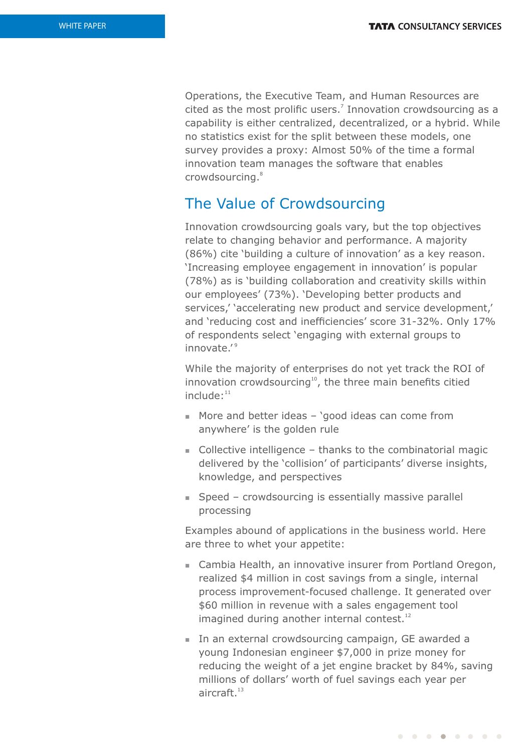Operations, the Executive Team, and Human Resources are cited as the most prolific users.[7] Innovation crowdsourcing as a capability is either centralized, decentralized, or a hybrid. While no statistics exist for the split between these models, one survey provides a proxy: Almost 50% of the time a formal innovation team manages the software that enables crowdsourcing.[8]

## The Value of Crowdsourcing

Innovation crowdsourcing goals vary, but the top objectives relate to changing behavior and performance. A majority (86%) cite 'building a culture of innovation' as a key reason. 'Increasing employee engagement in innovation' is popular (78%) as is 'building collaboration and creativity skills within our employees' (73%). 'Developing better products and services,' 'accelerating new product and service development,' and 'reducing cost and inefficiencies' score 31-32%. Only 17% of respondents select 'engaging with external groups to innovate.'[9]

While the majority of enterprises do not yet track the ROI of innovation crowdsourcing[10], the three main benefits citied include:[11]

- More and better ideas – 'good ideas can come from anywhere' is the golden rule
- Collective intelligence – thanks to the combinatorial magic delivered by the 'collision' of participants' diverse insights, knowledge, and perspectives
- Speed – crowdsourcing is essentially massive parallel processing

Examples abound of applications in the business world. Here are three to whet your appetite:

- Cambia Health, an innovative insurer from Portland Oregon, realized $4 million in cost savings from a single, internal process improvement-focused challenge. It generated over $60 million in revenue with a sales engagement tool imagined during another internal contest.[12]
- In an external crowdsourcing campaign, GE awarded a young Indonesian engineer $7,000 in prize money for reducing the weight of a jet engine bracket by 84%, saving millions of dollars' worth of fuel savings each year per aircraft.[13]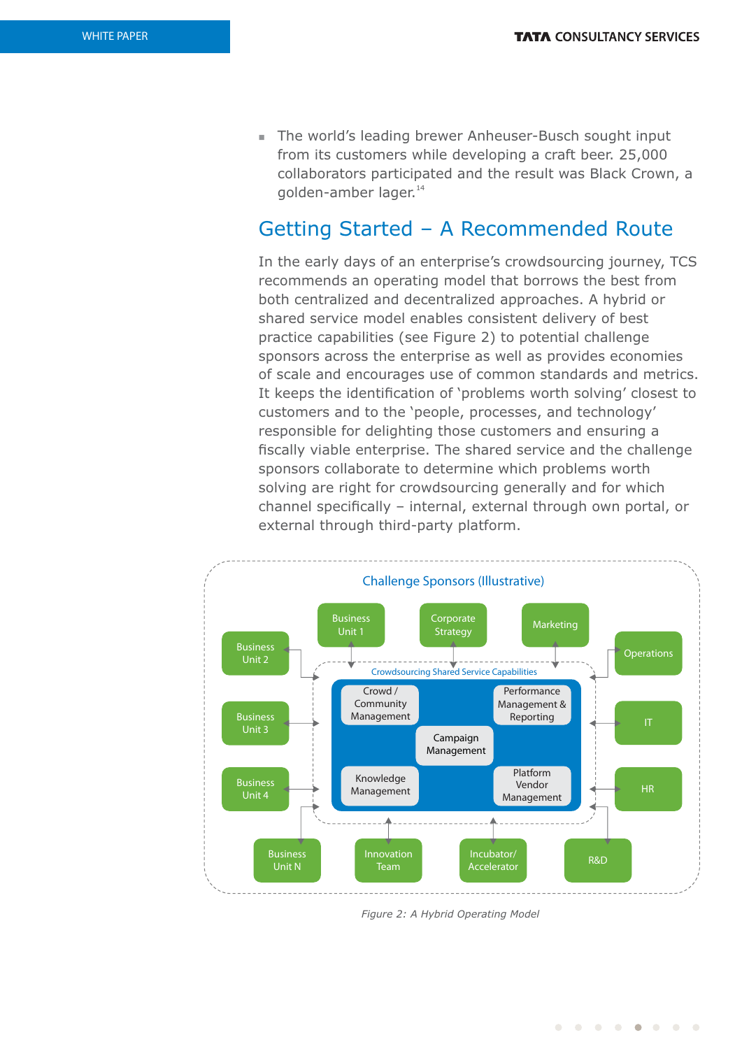- The world's leading brewer Anheuser-Busch sought input from its customers while developing a craft beer. 25,000 collaborators participated and the result was Black Crown, a golden-amber lager.[14]

## Getting Started – A Recommended Route

In the early days of an enterprise's crowdsourcing journey, TCS recommends an operating model that borrows the best from both centralized and decentralized approaches. A hybrid or shared service model enables consistent delivery of best practice capabilities (see Figure 2) to potential challenge sponsors across the enterprise as well as provides economies of scale and encourages use of common standards and metrics. It keeps the identification of 'problems worth solving' closest to customers and to the 'people, processes, and technology' responsible for delighting those customers and ensuring a fiscally viable enterprise. The shared service and the challenge sponsors collaborate to determine which problems worth solving are right for crowdsourcing generally and for which channel specifically – internal, external through own portal, or external through third-party platform.

Challenge Sponsors (Illustrative)

Business Unit 1 | Corporate Strategy | Marketing | Business Unit 2 | Operations | Business Unit 3 | IT | Business Unit 4 | HR | Business Unit N | Innovation Team | Incubator/ Accelerator | R&D

Crowdsourcing Shared Service Capabilities

Crowd / Community Management | Performance Management & Reporting | Campaign Management | Knowledge Management | Platform Vendor Management

*Figure 2: A Hybrid Operating Model*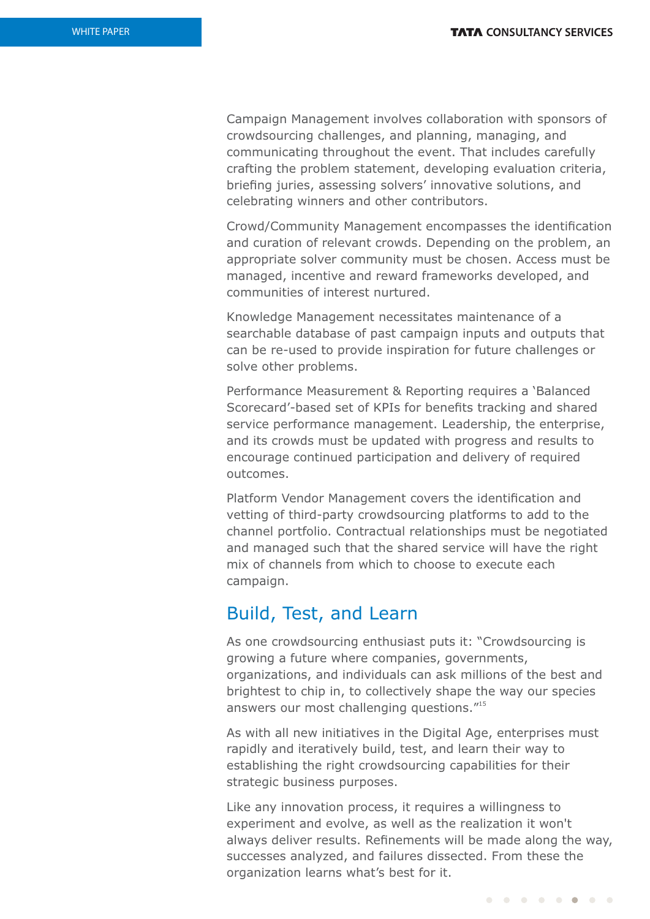Campaign Management involves collaboration with sponsors of crowdsourcing challenges, and planning, managing, and communicating throughout the event. That includes carefully crafting the problem statement, developing evaluation criteria, briefing juries, assessing solvers' innovative solutions, and celebrating winners and other contributors.

Crowd/Community Management encompasses the identification and curation of relevant crowds. Depending on the problem, an appropriate solver community must be chosen. Access must be managed, incentive and reward frameworks developed, and communities of interest nurtured.

Knowledge Management necessitates maintenance of a searchable database of past campaign inputs and outputs that can be re-used to provide inspiration for future challenges or solve other problems.

Performance Measurement & Reporting requires a 'Balanced Scorecard'-based set of KPIs for benefits tracking and shared service performance management. Leadership, the enterprise, and its crowds must be updated with progress and results to encourage continued participation and delivery of required outcomes.

Platform Vendor Management covers the identification and vetting of third-party crowdsourcing platforms to add to the channel portfolio. Contractual relationships must be negotiated and managed such that the shared service will have the right mix of channels from which to choose to execute each campaign.

## Build, Test, and Learn

As one crowdsourcing enthusiast puts it: "Crowdsourcing is growing a future where companies, governments, organizations, and individuals can ask millions of the best and brightest to chip in, to collectively shape the way our species answers our most challenging questions."[15]

As with all new initiatives in the Digital Age, enterprises must rapidly and iteratively build, test, and learn their way to establishing the right crowdsourcing capabilities for their strategic business purposes.

Like any innovation process, it requires a willingness to experiment and evolve, as well as the realization it won't always deliver results. Refinements will be made along the way, successes analyzed, and failures dissected. From these the organization learns what's best for it.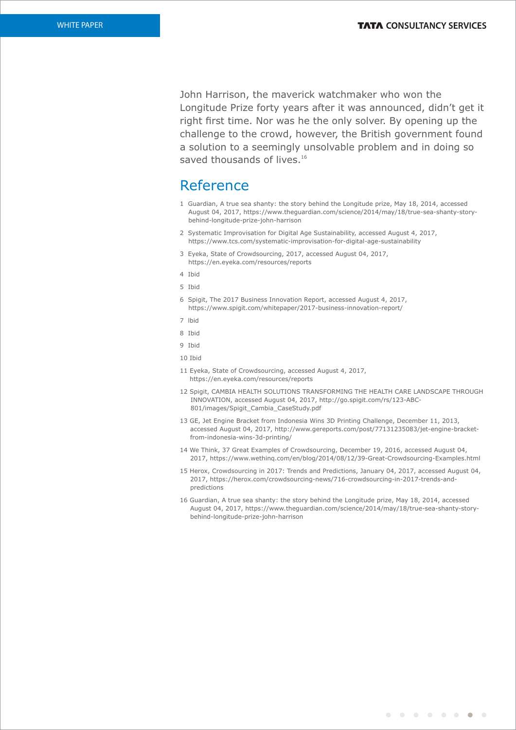John Harrison, the maverick watchmaker who won the Longitude Prize forty years after it was announced, didn't get it right first time. Nor was he the only solver. By opening up the challenge to the crowd, however, the British government found a solution to a seemingly unsolvable problem and in doing so saved thousands of lives.[16]

## Reference

1. Guardian, A true sea shanty: the story behind the Longitude prize, May 18, 2014, accessed August 04, 2017, https://www.theguardian.com/science/2014/may/18/true-sea-shanty-story-behind-longitude-prize-john-harrison
2. Systematic Improvisation for Digital Age Sustainability, accessed August 4, 2017, https://www.tcs.com/systematic-improvisation-for-digital-age-sustainability
3. Eyeka, State of Crowdsourcing, 2017, accessed August 04, 2017, https://en.eyeka.com/resources/reports
4. Ibid
5. Ibid
6. Spigit, The 2017 Business Innovation Report, accessed August 4, 2017, https://www.spigit.com/whitepaper/2017-business-innovation-report/
7. Ibid
8. Ibid
9. Ibid
10. Ibid
11. Eyeka, State of Crowdsourcing, accessed August 4, 2017, https://en.eyeka.com/resources/reports
12. Spigit, CAMBIA HEALTH SOLUTIONS TRANSFORMING THE HEALTH CARE LANDSCAPE THROUGH INNOVATION, accessed August 04, 2017, http://go.spigit.com/rs/123-ABC-801/images/Spigit_Cambia_CaseStudy.pdf
13. GE, Jet Engine Bracket from Indonesia Wins 3D Printing Challenge, December 11, 2013, accessed August 04, 2017, http://www.gereports.com/post/77131235083/jet-engine-bracket-from-indonesia-wins-3d-printing/
14. We Think, 37 Great Examples of Crowdsourcing, December 19, 2016, accessed August 04, 2017, https://www.wethinq.com/en/blog/2014/08/12/39-Great-Crowdsourcing-Examples.html
15. Herox, Crowdsourcing in 2017: Trends and Predictions, January 04, 2017, accessed August 04, 2017, https://herox.com/crowdsourcing-news/716-crowdsourcing-in-2017-trends-and-predictions
16. Guardian, A true sea shanty: the story behind the Longitude prize, May 18, 2014, accessed August 04, 2017, https://www.theguardian.com/science/2014/may/18/true-sea-shanty-story-behind-longitude-prize-john-harrison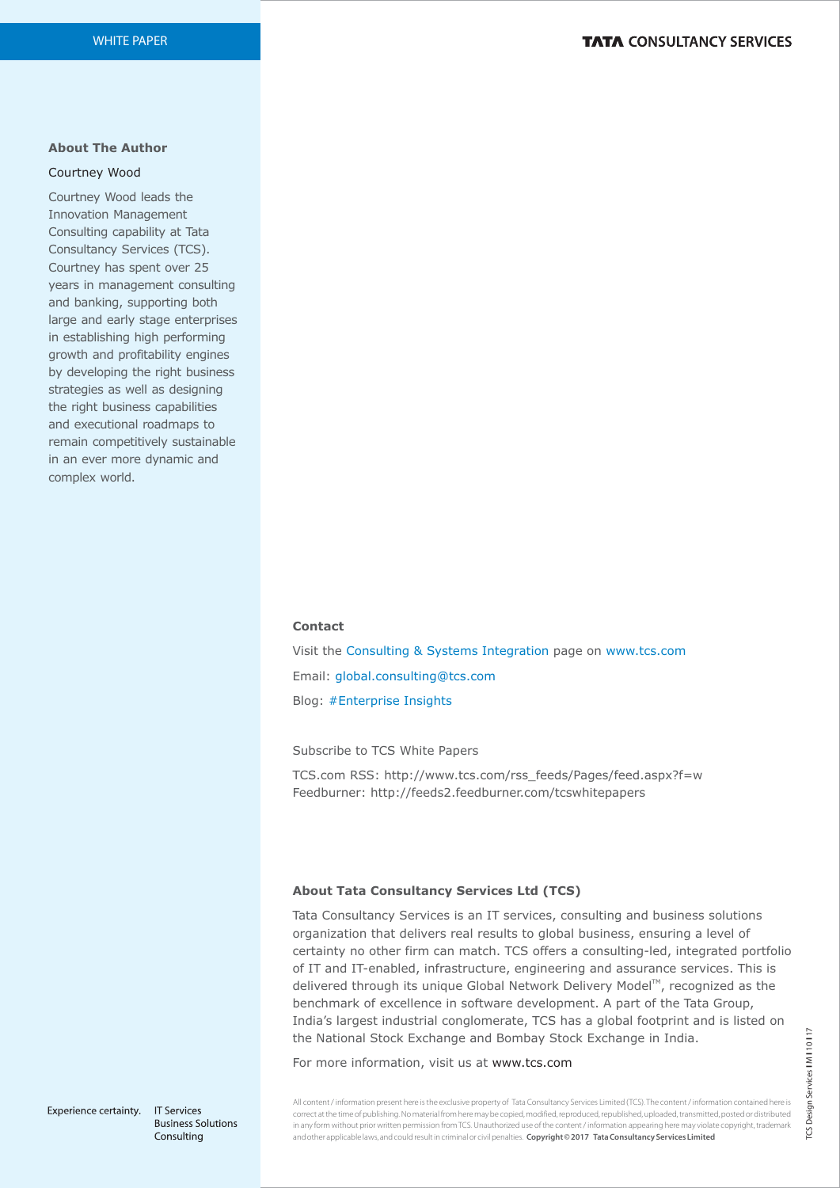### About The Author

Courtney Wood

Courtney Wood leads the Innovation Management Consulting capability at Tata Consultancy Services (TCS). Courtney has spent over 25 years in management consulting and banking, supporting both large and early stage enterprises in establishing high performing growth and profitability engines by developing the right business strategies as well as designing the right business capabilities and executional roadmaps to remain competitively sustainable in an ever more dynamic and complex world.

### Contact

Visit the Consulting & Systems Integration page on www.tcs.com

Email: global.consulting@tcs.com

Blog: #Enterprise Insights

Subscribe to TCS White Papers

TCS.com RSS: http://www.tcs.com/rss_feeds/Pages/feed.aspx?f=w
Feedburner: http://feeds2.feedburner.com/tcswhitepapers

### About Tata Consultancy Services Ltd (TCS)

Tata Consultancy Services is an IT services, consulting and business solutions organization that delivers real results to global business, ensuring a level of certainty no other firm can match. TCS offers a consulting-led, integrated portfolio of IT and IT-enabled, infrastructure, engineering and assurance services. This is delivered through its unique Global Network Delivery Model™, recognized as the benchmark of excellence in software development. A part of the Tata Group, India's largest industrial conglomerate, TCS has a global footprint and is listed on the National Stock Exchange and Bombay Stock Exchange in India.

For more information, visit us at www.tcs.com

Experience certainty. IT Services Business Solutions Consulting

All content / information present here is the exclusive property of Tata Consultancy Services Limited (TCS). The content / information contained here is correct at the time of publishing. No material from here may be copied, modified, reproduced, republished, uploaded, transmitted, posted or distributed in any form without prior written permission from TCS. Unauthorized use of the content / information appearing here may violate copyright, trademark and other applicable laws, and could result in criminal or civil penalties. **Copyright © 2017 Tata Consultancy Services Limited**

TCS Design Services I M I 10 I 17